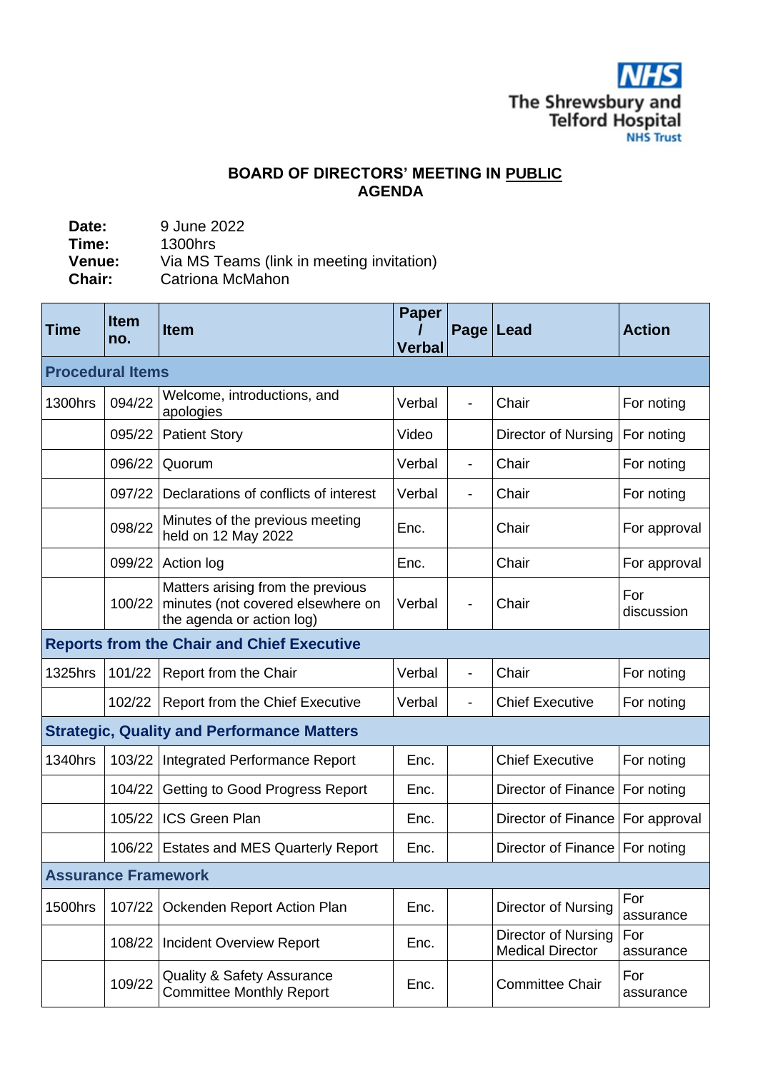NHS
The Shrewsbury and Telford Hospital
NHS Trust

# BOARD OF DIRECTORS' MEETING IN PUBLIC AGENDA

**Date:** 9 June 2022
**Time:** 1300hrs
**Venue:** Via MS Teams (link in meeting invitation)
**Chair:** Catriona McMahon

| Time | Item no. | Item | Paper / Verbal | Page | Lead | Action |
|---|---|---|---|---|---|---|
| **Procedural Items** | | | | | | |
| 1300hrs | 094/22 | Welcome, introductions, and apologies | Verbal | - | Chair | For noting |
| | 095/22 | Patient Story | Video | | Director of Nursing | For noting |
| | 096/22 | Quorum | Verbal | - | Chair | For noting |
| | 097/22 | Declarations of conflicts of interest | Verbal | - | Chair | For noting |
| | 098/22 | Minutes of the previous meeting held on 12 May 2022 | Enc. | | Chair | For approval |
| | 099/22 | Action log | Enc. | | Chair | For approval |
| | 100/22 | Matters arising from the previous minutes (not covered elsewhere on the agenda or action log) | Verbal | - | Chair | For discussion |
| **Reports from the Chair and Chief Executive** | | | | | | |
| 1325hrs | 101/22 | Report from the Chair | Verbal | - | Chair | For noting |
| | 102/22 | Report from the Chief Executive | Verbal | - | Chief Executive | For noting |
| **Strategic, Quality and Performance Matters** | | | | | | |
| 1340hrs | 103/22 | Integrated Performance Report | Enc. | | Chief Executive | For noting |
| | 104/22 | Getting to Good Progress Report | Enc. | | Director of Finance | For noting |
| | 105/22 | ICS Green Plan | Enc. | | Director of Finance | For approval |
| | 106/22 | Estates and MES Quarterly Report | Enc. | | Director of Finance | For noting |
| **Assurance Framework** | | | | | | |
| 1500hrs | 107/22 | Ockenden Report Action Plan | Enc. | | Director of Nursing | For assurance |
| | 108/22 | Incident Overview Report | Enc. | | Director of Nursing Medical Director | For assurance |
| | 109/22 | Quality & Safety Assurance Committee Monthly Report | Enc. | | Committee Chair | For assurance |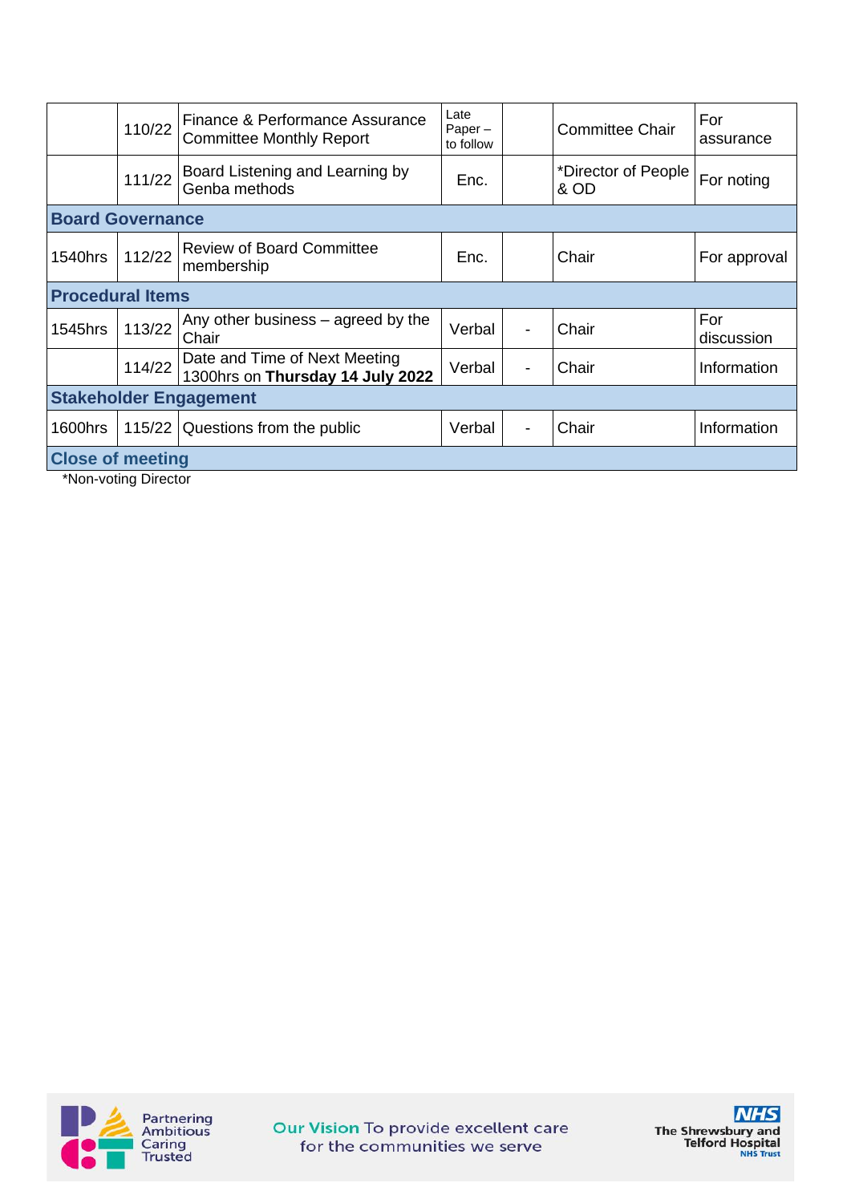| | | | | | | |
|---|---|---|---|---|---|---|
| | 110/22 | Finance & Performance Assurance Committee Monthly Report | Late Paper – to follow | | Committee Chair | For assurance |
| | 111/22 | Board Listening and Learning by Genba methods | Enc. | | *Director of People & OD | For noting |
| **Board Governance** | | | | | | |
| 1540hrs | 112/22 | Review of Board Committee membership | Enc. | | Chair | For approval |
| **Procedural Items** | | | | | | |
| 1545hrs | 113/22 | Any other business – agreed by the Chair | Verbal | - | Chair | For discussion |
| | 114/22 | Date and Time of Next Meeting 1300hrs on **Thursday 14 July 2022** | Verbal | - | Chair | Information |
| **Stakeholder Engagement** | | | | | | |
| 1600hrs | 115/22 | Questions from the public | Verbal | - | Chair | Information |
| **Close of meeting** | | | | | | |

*Non-voting Director

Partnering Ambitious Caring Trusted

Our Vision To provide excellent care for the communities we serve

NHS The Shrewsbury and Telford Hospital NHS Trust